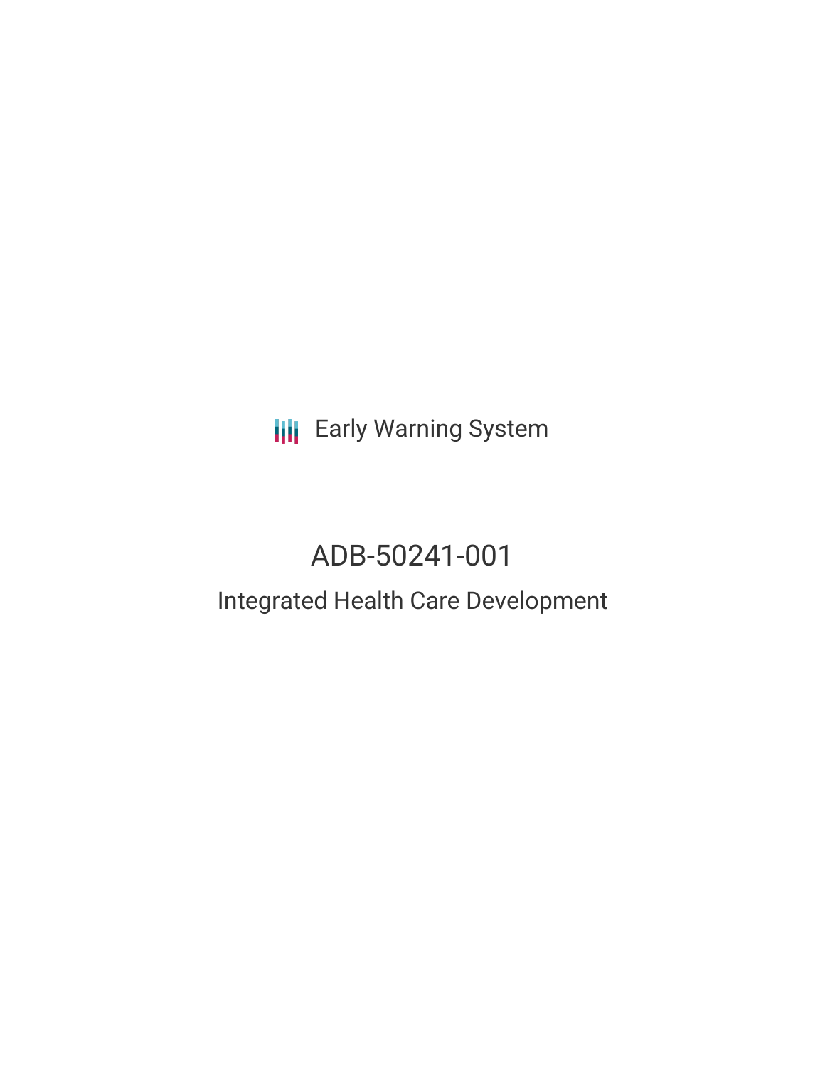Early Warning System

# ADB-50241-001

## Integrated Health Care Development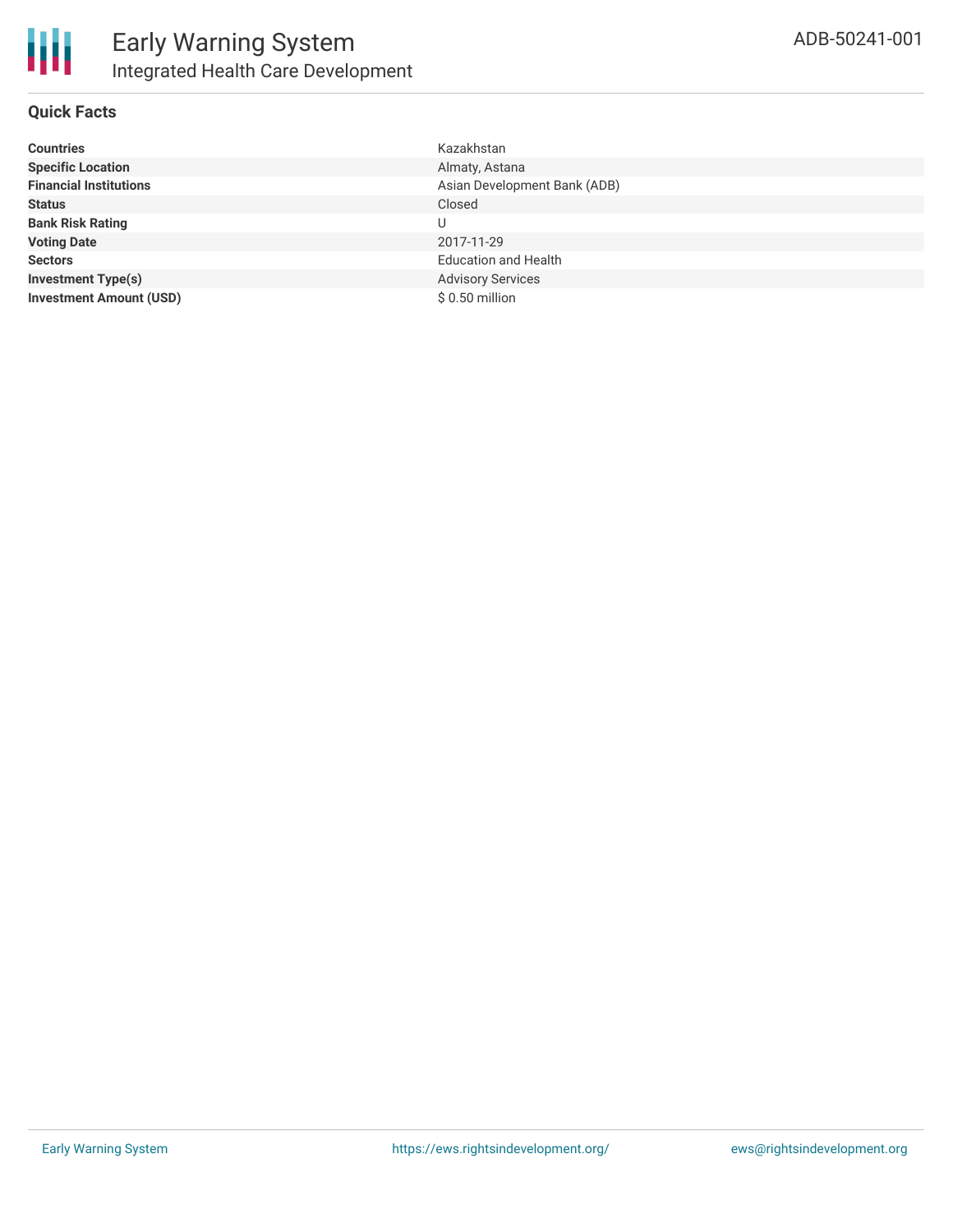# Early Warning System

## Integrated Health Care Development

ADB-50241-001

### Quick Facts

| | |
|---|---|
| **Countries** | Kazakhstan |
| **Specific Location** | Almaty, Astana |
| **Financial Institutions** | Asian Development Bank (ADB) |
| **Status** | Closed |
| **Bank Risk Rating** | U |
| **Voting Date** | 2017-11-29 |
| **Sectors** | Education and Health |
| **Investment Type(s)** | Advisory Services |
| **Investment Amount (USD)** | $ 0.50 million |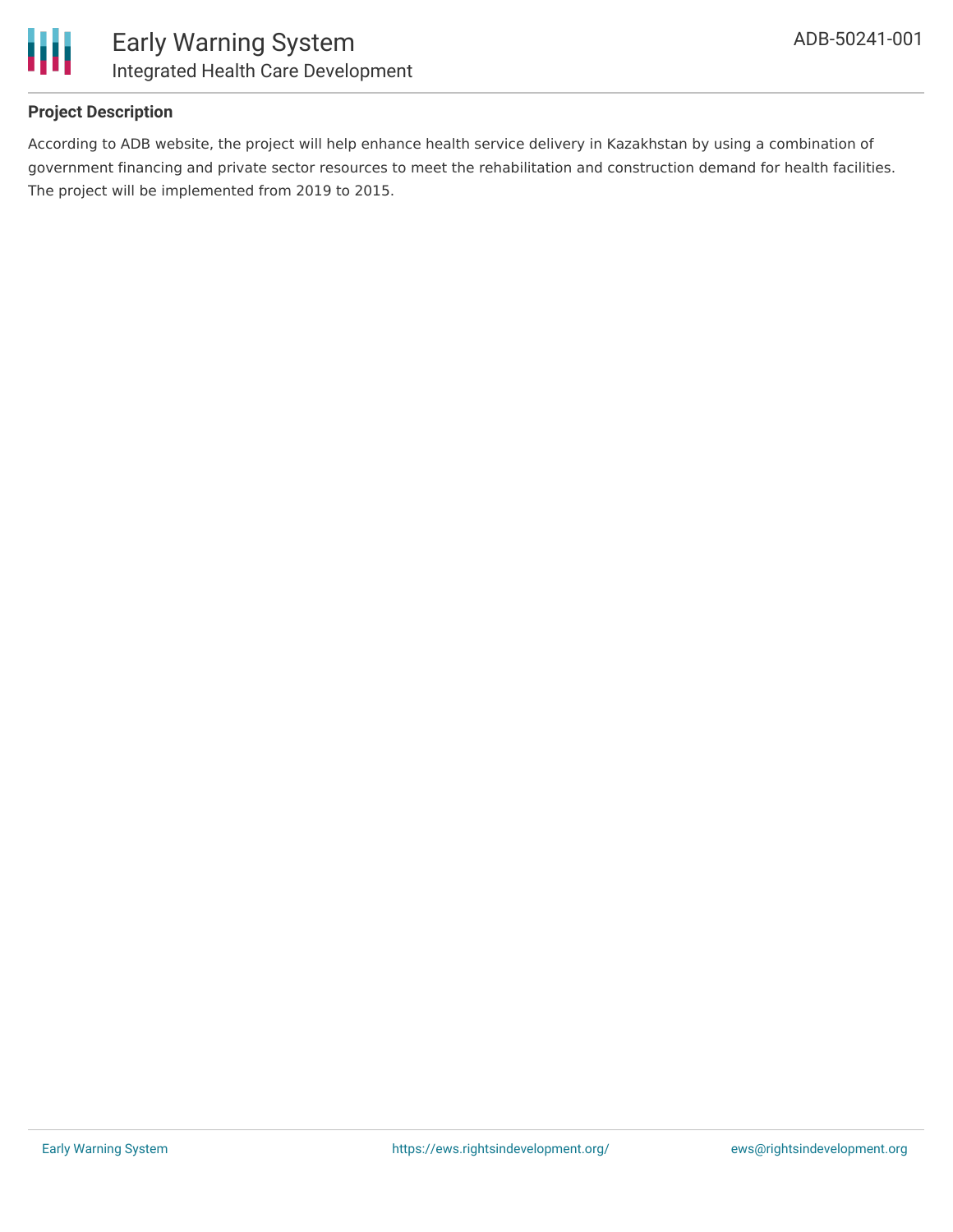## Project Description

According to ADB website, the project will help enhance health service delivery in Kazakhstan by using a combination of government financing and private sector resources to meet the rehabilitation and construction demand for health facilities. The project will be implemented from 2019 to 2015.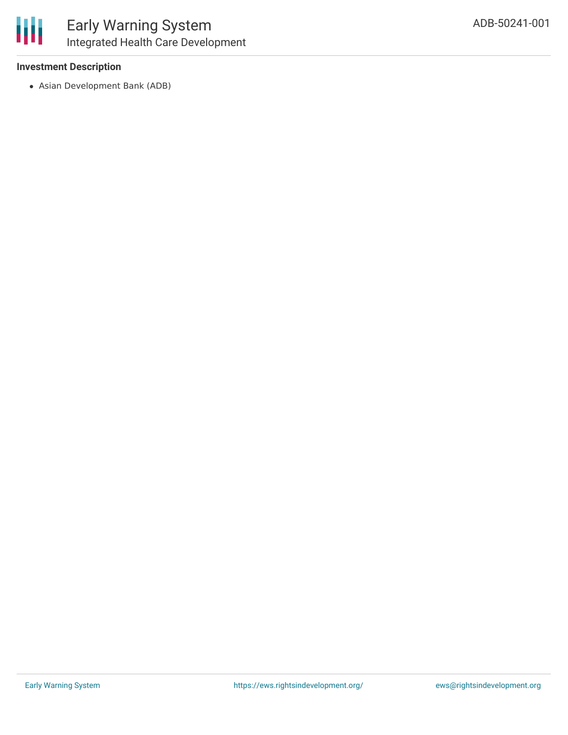**Investment Description**

- Asian Development Bank (ADB)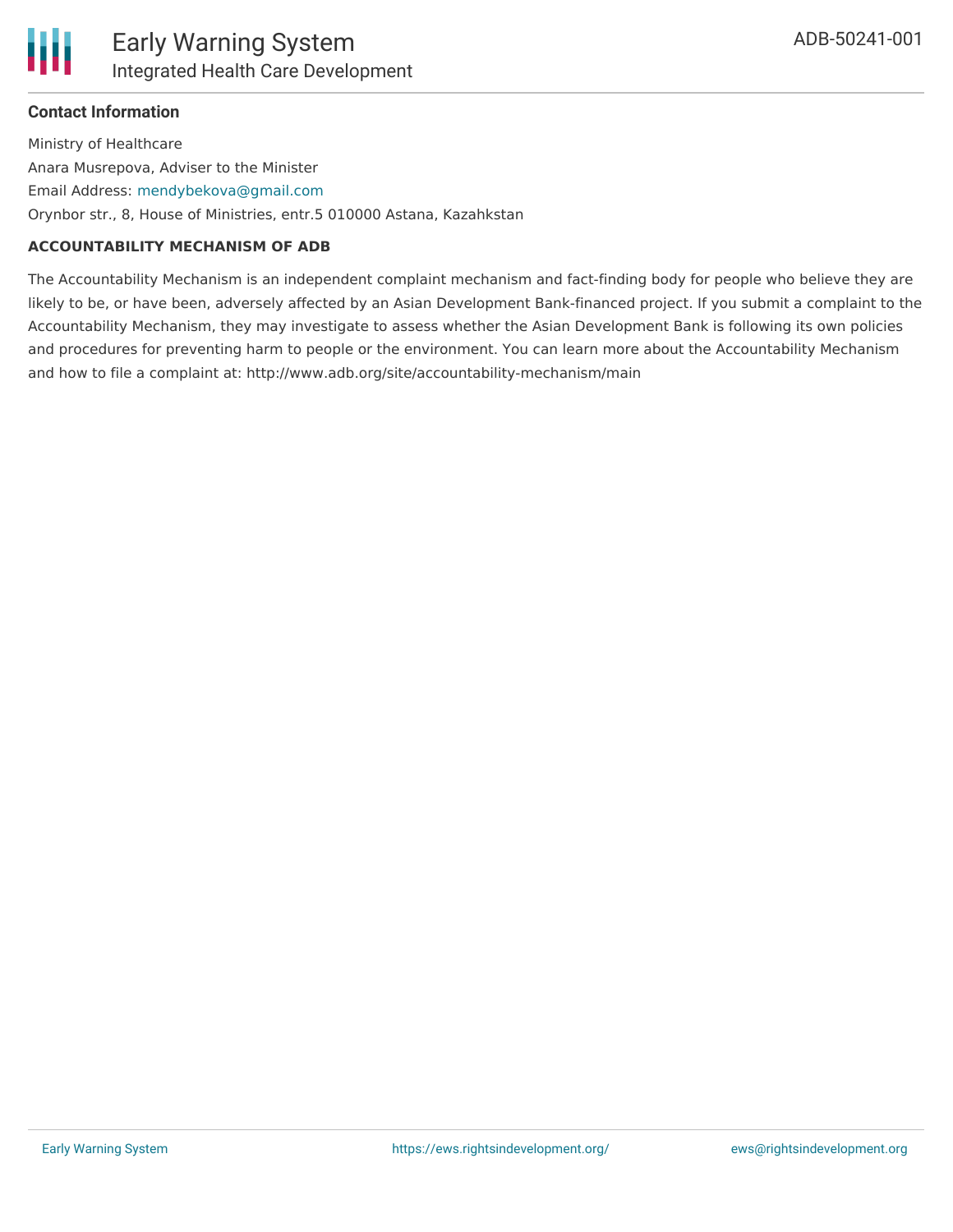**Contact Information**

Ministry of Healthcare

Anara Musrepova, Adviser to the Minister

Email Address: mendybekova@gmail.com

Orynbor str., 8, House of Ministries, entr.5 010000 Astana, Kazahkstan

**ACCOUNTABILITY MECHANISM OF ADB**

The Accountability Mechanism is an independent complaint mechanism and fact-finding body for people who believe they are likely to be, or have been, adversely affected by an Asian Development Bank-financed project. If you submit a complaint to the Accountability Mechanism, they may investigate to assess whether the Asian Development Bank is following its own policies and procedures for preventing harm to people or the environment. You can learn more about the Accountability Mechanism and how to file a complaint at: http://www.adb.org/site/accountability-mechanism/main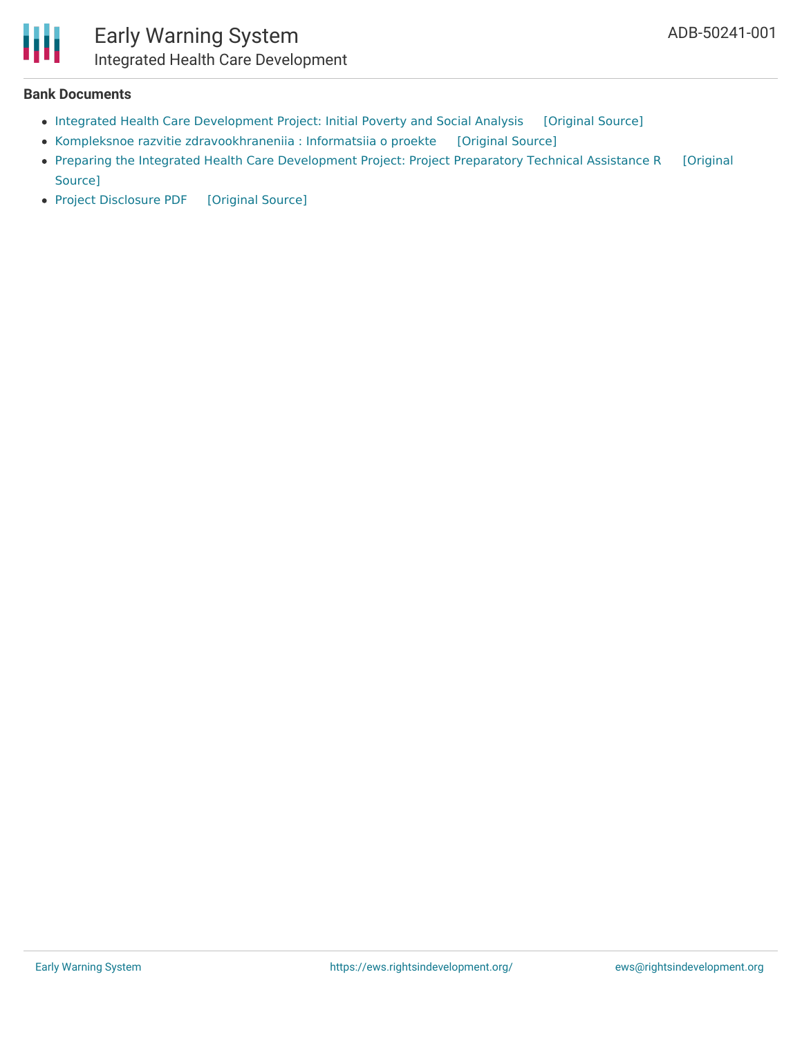**Bank Documents**

- Integrated Health Care Development Project: Initial Poverty and Social Analysis [Original Source]
- Kompleksnoe razvitie zdravookhraneniia : Informatsiia o proekte [Original Source]
- Preparing the Integrated Health Care Development Project: Project Preparatory Technical Assistance R [Original Source]
- Project Disclosure PDF [Original Source]